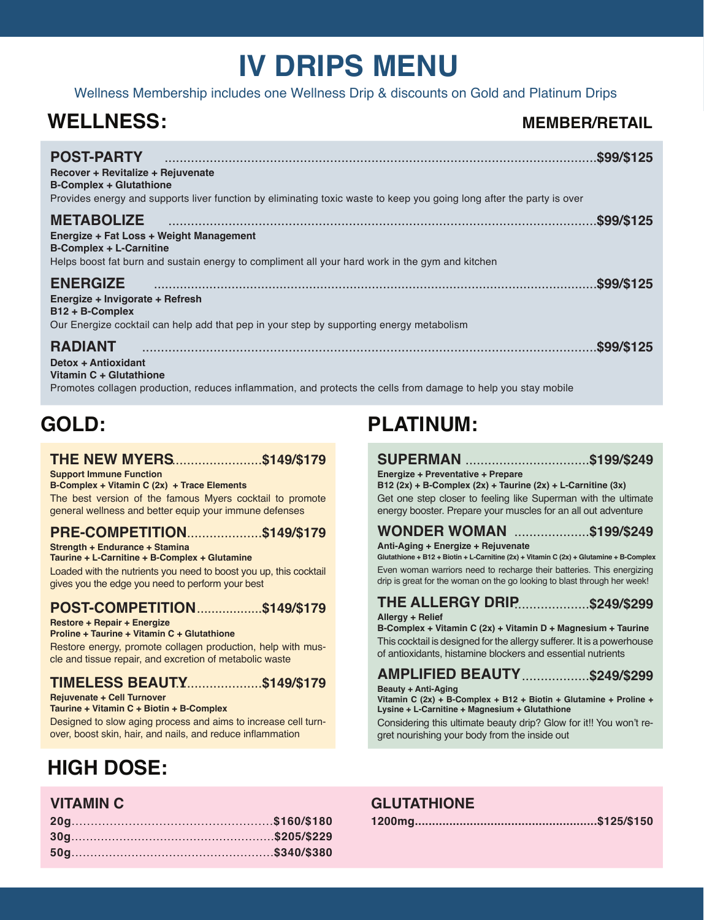# IV DRIPS MENU

Wellness Membership includes one Wellness Drip & discounts on Gold and Platinum Drips

## WELLNESS:

**MEMBER/RETAIL**

### POST-PARTY ........ $99/$125

**Recover + Revitalize + Rejuvenate**
**B-Complex + Glutathione**
Provides energy and supports liver function by eliminating toxic waste to keep you going long after the party is over

### METABOLIZE ........ $99/$125

**Energize + Fat Loss + Weight Management**
**B-Complex + L-Carnitine**
Helps boost fat burn and sustain energy to compliment all your hard work in the gym and kitchen

### ENERGIZE ........ $99/$125

**Energize + Invigorate + Refresh**
**B12 + B-Complex**
Our Energize cocktail can help add that pep in your step by supporting energy metabolism

### RADIANT ........ $99/$125

**Detox + Antioxidant**
**Vitamin C + Glutathione**
Promotes collagen production, reduces inflammation, and protects the cells from damage to help you stay mobile

## GOLD:

### THE NEW MYERS........ $149/$179

**Support Immune Function**
**B-Complex + Vitamin C (2x) + Trace Elements**
The best version of the famous Myers cocktail to promote general wellness and better equip your immune defenses

### PRE-COMPETITION........ $149/$179

**Strength + Endurance + Stamina**
**Taurine + L-Carnitine + B-Complex + Glutamine**
Loaded with the nutrients you need to boost you up, this cocktail gives you the edge you need to perform your best

### POST-COMPETITION........ $149/$179

**Restore + Repair + Energize**
**Proline + Taurine + Vitamin C + Glutathione**
Restore energy, promote collagen production, help with muscle and tissue repair, and excretion of metabolic waste

### TIMELESS BEAUTY........ $149/$179

**Rejuvenate + Cell Turnover**
**Taurine + Vitamin C + Biotin + B-Complex**
Designed to slow aging process and aims to increase cell turnover, boost skin, hair, and nails, and reduce inflammation

## PLATINUM:

### SUPERMAN ........ $199/$249

**Energize + Preventative + Prepare**
**B12 (2x) + B-Complex (2x) + Taurine (2x) + L-Carnitine (3x)**
Get one step closer to feeling like Superman with the ultimate energy booster. Prepare your muscles for an all out adventure

### WONDER WOMAN ........ $199/$249

**Anti-Aging + Energize + Rejuvenate**
**Glutathione + B12 + Biotin + L-Carnitine (2x) + Vitamin C (2x) + Glutamine + B-Complex**
Even woman warriors need to recharge their batteries. This energizing drip is great for the woman on the go looking to blast through her week!

### THE ALLERGY DRIP........ $249/$299

**Allergy + Relief**
**B-Complex + Vitamin C (2x) + Vitamin D + Magnesium + Taurine**
This cocktail is designed for the allergy sufferer. It is a powerhouse of antioxidants, histamine blockers and essential nutrients

### AMPLIFIED BEAUTY........ $249/$299

**Beauty + Anti-Aging**
**Vitamin C (2x) + B-Complex + B12 + Biotin + Glutamine + Proline + Lysine + L-Carnitine + Magnesium + Glutathione**
Considering this ultimate beauty drip? Glow for it!! You won't regret nourishing your body from the inside out

## HIGH DOSE:

### VITAMIN C

**20g........ $160/$180**
**30g........ $205/$229**
**50g........ $340/$380**

### GLUTATHIONE

**1200mg........ $125/$150**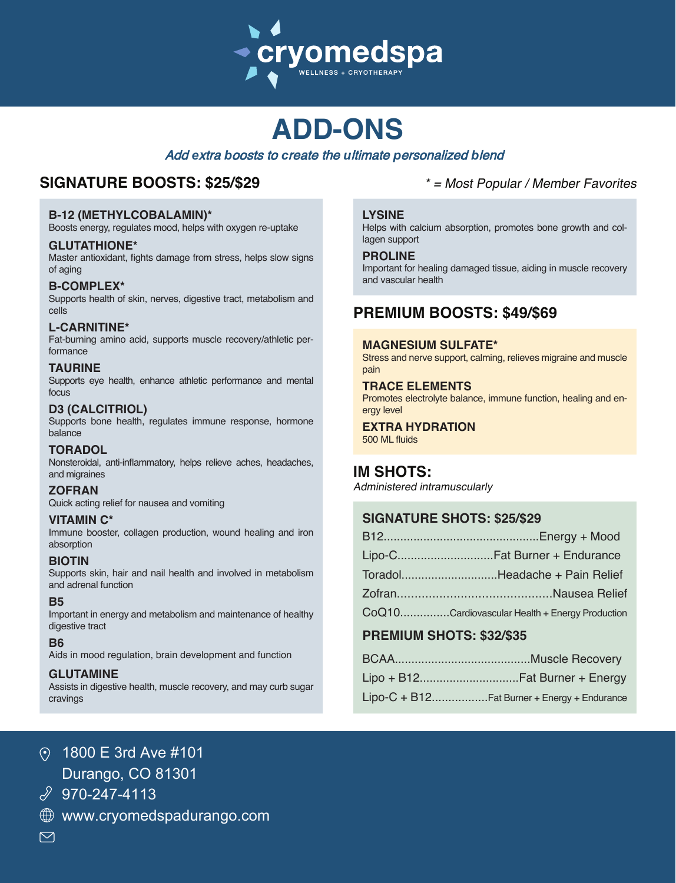cryomedspa

WELLNESS + CRYOTHERAPY

# ADD-ONS

*Add extra boosts to create the ultimate personalized blend*

*\* = Most Popular / Member Favorites*

## SIGNATURE BOOSTS: $25/$29

**B-12 (METHYLCOBALAMIN)\***
Boosts energy, regulates mood, helps with oxygen re-uptake

**GLUTATHIONE\***
Master antioxidant, fights damage from stress, helps slow signs of aging

**B-COMPLEX\***
Supports health of skin, nerves, digestive tract, metabolism and cells

**L-CARNITINE\***
Fat-burning amino acid, supports muscle recovery/athletic performance

**TAURINE**
Supports eye health, enhance athletic performance and mental focus

**D3 (CALCITRIOL)**
Supports bone health, regulates immune response, hormone balance

**TORADOL**
Nonsteroidal, anti-inflammatory, helps relieve aches, headaches, and migraines

**ZOFRAN**
Quick acting relief for nausea and vomiting

**VITAMIN C\***
Immune booster, collagen production, wound healing and iron absorption

**BIOTIN**
Supports skin, hair and nail health and involved in metabolism and adrenal function

**B5**
Important in energy and metabolism and maintenance of healthy digestive tract

**B6**
Aids in mood regulation, brain development and function

**GLUTAMINE**
Assists in digestive health, muscle recovery, and may curb sugar cravings

**LYSINE**
Helps with calcium absorption, promotes bone growth and collagen support

**PROLINE**
Important for healing damaged tissue, aiding in muscle recovery and vascular health

## PREMIUM BOOSTS: $49/$69

**MAGNESIUM SULFATE\***
Stress and nerve support, calming, relieves migraine and muscle pain

**TRACE ELEMENTS**
Promotes electrolyte balance, immune function, healing and energy level

**EXTRA HYDRATION**
500 ML fluids

## IM SHOTS:

*Administered intramuscularly*

### SIGNATURE SHOTS: $25/$29

- B12 .......... Energy + Mood
- Lipo-C .......... Fat Burner + Endurance
- Toradol .......... Headache + Pain Relief
- Zofran .......... Nausea Relief
- CoQ10 .......... Cardiovascular Health + Energy Production

### PREMIUM SHOTS: $32/$35

- BCAA .......... Muscle Recovery
- Lipo + B12 .......... Fat Burner + Energy
- Lipo-C + B12 .......... Fat Burner + Energy + Endurance

1800 E 3rd Ave #101
Durango, CO 81301

970-247-4113

www.cryomedspadurango.com